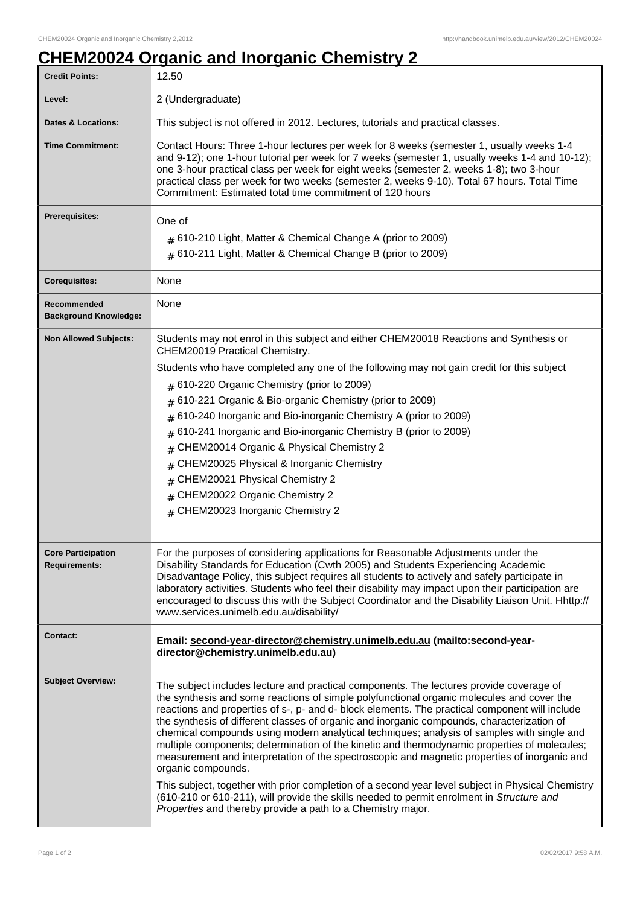# CHEM20024 Organic and Inorganic Chemistry 2

| | |
|---|---|
| **Credit Points:** | 12.50 |
| **Level:** | 2 (Undergraduate) |
| **Dates & Locations:** | This subject is not offered in 2012. Lectures, tutorials and practical classes. |
| **Time Commitment:** | Contact Hours: Three 1-hour lectures per week for 8 weeks (semester 1, usually weeks 1-4 and 9-12); one 1-hour tutorial per week for 7 weeks (semester 1, usually weeks 1-4 and 10-12); one 3-hour practical class per week for eight weeks (semester 2, weeks 1-8); two 3-hour practical class per week for two weeks (semester 2, weeks 9-10). Total 67 hours. Total Time Commitment: Estimated total time commitment of 120 hours |
| **Prerequisites:** | One of<br># 610-210 Light, Matter & Chemical Change A (prior to 2009)<br># 610-211 Light, Matter & Chemical Change B (prior to 2009) |
| **Corequisites:** | None |
| **Recommended Background Knowledge:** | None |
| **Non Allowed Subjects:** | Students may not enrol in this subject and either CHEM20018 Reactions and Synthesis or CHEM20019 Practical Chemistry.<br>Students who have completed any one of the following may not gain credit for this subject<br># 610-220 Organic Chemistry (prior to 2009)<br># 610-221 Organic & Bio-organic Chemistry (prior to 2009)<br># 610-240 Inorganic and Bio-inorganic Chemistry A (prior to 2009)<br># 610-241 Inorganic and Bio-inorganic Chemistry B (prior to 2009)<br># CHEM20014 Organic & Physical Chemistry 2<br># CHEM20025 Physical & Inorganic Chemistry<br># CHEM20021 Physical Chemistry 2<br># CHEM20022 Organic Chemistry 2<br># CHEM20023 Inorganic Chemistry 2 |
| **Core Participation Requirements:** | For the purposes of considering applications for Reasonable Adjustments under the Disability Standards for Education (Cwth 2005) and Students Experiencing Academic Disadvantage Policy, this subject requires all students to actively and safely participate in laboratory activities. Students who feel their disability may impact upon their participation are encouraged to discuss this with the Subject Coordinator and the Disability Liaison Unit. Hhttp://www.services.unimelb.edu.au/disability/ |
| **Contact:** | **Email: second-year-director@chemistry.unimelb.edu.au (mailto:second-year-director@chemistry.unimelb.edu.au)** |
| **Subject Overview:** | The subject includes lecture and practical components. The lectures provide coverage of the synthesis and some reactions of simple polyfunctional organic molecules and cover the reactions and properties of s-, p- and d- block elements. The practical component will include the synthesis of different classes of organic and inorganic compounds, characterization of chemical compounds using modern analytical techniques; analysis of samples with single and multiple components; determination of the kinetic and thermodynamic properties of molecules; measurement and interpretation of the spectroscopic and magnetic properties of inorganic and organic compounds.<br>This subject, together with prior completion of a second year level subject in Physical Chemistry (610-210 or 610-211), will provide the skills needed to permit enrolment in *Structure and Properties* and thereby provide a path to a Chemistry major. |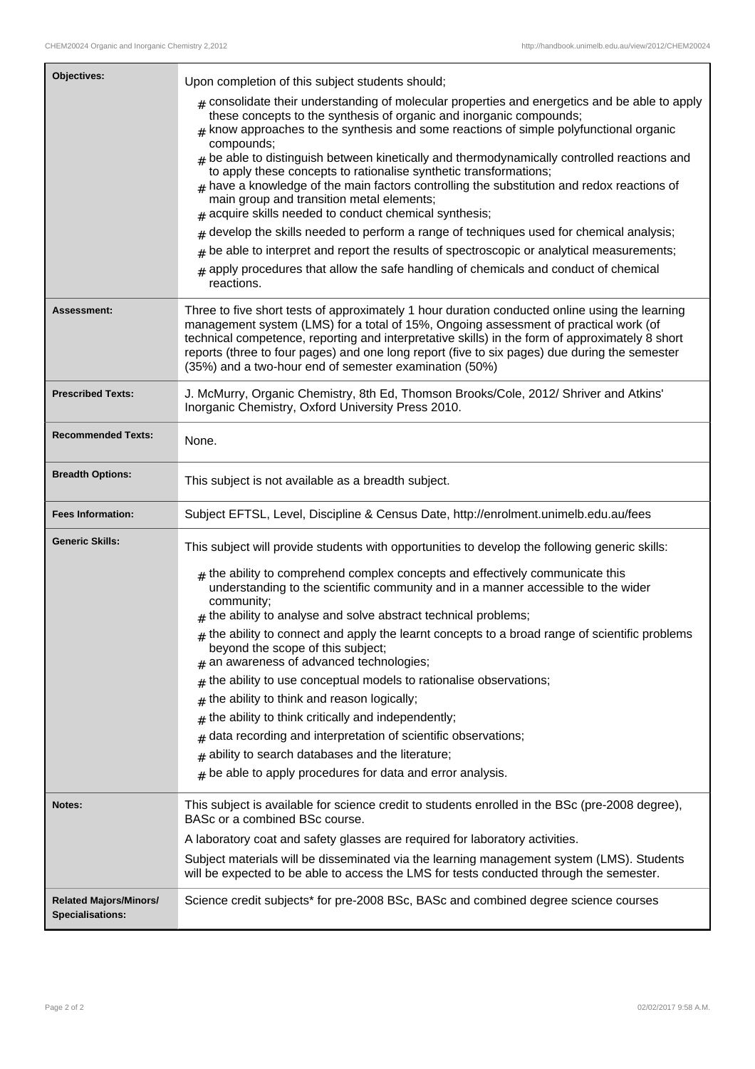| | |
|---|---|
| **Objectives:** | Upon completion of this subject students should;<br># consolidate their understanding of molecular properties and energetics and be able to apply these concepts to the synthesis of organic and inorganic compounds;<br># know approaches to the synthesis and some reactions of simple polyfunctional organic compounds;<br># be able to distinguish between kinetically and thermodynamically controlled reactions and to apply these concepts to rationalise synthetic transformations;<br># have a knowledge of the main factors controlling the substitution and redox reactions of main group and transition metal elements;<br># acquire skills needed to conduct chemical synthesis;<br># develop the skills needed to perform a range of techniques used for chemical analysis;<br># be able to interpret and report the results of spectroscopic or analytical measurements;<br># apply procedures that allow the safe handling of chemicals and conduct of chemical reactions. |
| **Assessment:** | Three to five short tests of approximately 1 hour duration conducted online using the learning management system (LMS) for a total of 15%, Ongoing assessment of practical work (of technical competence, reporting and interpretative skills) in the form of approximately 8 short reports (three to four pages) and one long report (five to six pages) due during the semester (35%) and a two-hour end of semester examination (50%) |
| **Prescribed Texts:** | J. McMurry, Organic Chemistry, 8th Ed, Thomson Brooks/Cole, 2012/ Shriver and Atkins' Inorganic Chemistry, Oxford University Press 2010. |
| **Recommended Texts:** | None. |
| **Breadth Options:** | This subject is not available as a breadth subject. |
| **Fees Information:** | Subject EFTSL, Level, Discipline & Census Date, http://enrolment.unimelb.edu.au/fees |
| **Generic Skills:** | This subject will provide students with opportunities to develop the following generic skills:<br># the ability to comprehend complex concepts and effectively communicate this understanding to the scientific community and in a manner accessible to the wider community;<br># the ability to analyse and solve abstract technical problems;<br># the ability to connect and apply the learnt concepts to a broad range of scientific problems beyond the scope of this subject;<br># an awareness of advanced technologies;<br># the ability to use conceptual models to rationalise observations;<br># the ability to think and reason logically;<br># the ability to think critically and independently;<br># data recording and interpretation of scientific observations;<br># ability to search databases and the literature;<br># be able to apply procedures for data and error analysis. |
| **Notes:** | This subject is available for science credit to students enrolled in the BSc (pre-2008 degree), BASc or a combined BSc course.<br>A laboratory coat and safety glasses are required for laboratory activities.<br>Subject materials will be disseminated via the learning management system (LMS). Students will be expected to be able to access the LMS for tests conducted through the semester. |
| **Related Majors/Minors/ Specialisations:** | Science credit subjects* for pre-2008 BSc, BASc and combined degree science courses |